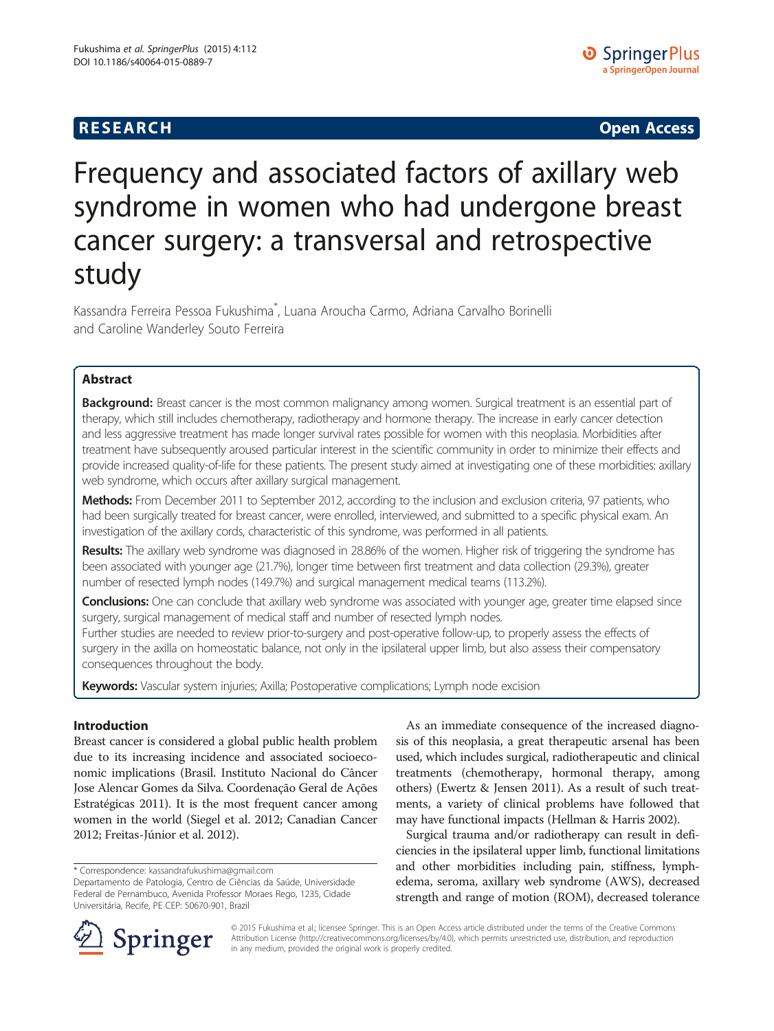RESEARCH | Open Access

# Frequency and associated factors of axillary web syndrome in women who had undergone breast cancer surgery: a transversal and retrospective study

Kassandra Ferreira Pessoa Fukushima*, Luana Aroucha Carmo, Adriana Carvalho Borinelli and Caroline Wanderley Souto Ferreira

## Abstract

**Background:** Breast cancer is the most common malignancy among women. Surgical treatment is an essential part of therapy, which still includes chemotherapy, radiotherapy and hormone therapy. The increase in early cancer detection and less aggressive treatment has made longer survival rates possible for women with this neoplasia. Morbidities after treatment have subsequently aroused particular interest in the scientific community in order to minimize their effects and provide increased quality-of-life for these patients. The present study aimed at investigating one of these morbidities: axillary web syndrome, which occurs after axillary surgical management.

**Methods:** From December 2011 to September 2012, according to the inclusion and exclusion criteria, 97 patients, who had been surgically treated for breast cancer, were enrolled, interviewed, and submitted to a specific physical exam. An investigation of the axillary cords, characteristic of this syndrome, was performed in all patients.

**Results:** The axillary web syndrome was diagnosed in 28.86% of the women. Higher risk of triggering the syndrome has been associated with younger age (21.7%), longer time between first treatment and data collection (29.3%), greater number of resected lymph nodes (149.7%) and surgical management medical teams (113.2%).

**Conclusions:** One can conclude that axillary web syndrome was associated with younger age, greater time elapsed since surgery, surgical management of medical staff and number of resected lymph nodes.
Further studies are needed to review prior-to-surgery and post-operative follow-up, to properly assess the effects of surgery in the axilla on homeostatic balance, not only in the ipsilateral upper limb, but also assess their compensatory consequences throughout the body.

**Keywords:** Vascular system injuries; Axilla; Postoperative complications; Lymph node excision

## Introduction

Breast cancer is considered a global public health problem due to its increasing incidence and associated socioeconomic implications (Brasil. Instituto Nacional do Câncer Jose Alencar Gomes da Silva. Coordenação Geral de Ações Estratégicas 2011). It is the most frequent cancer among women in the world (Siegel et al. 2012; Canadian Cancer 2012; Freitas-Júnior et al. 2012).

As an immediate consequence of the increased diagnosis of this neoplasia, a great therapeutic arsenal has been used, which includes surgical, radiotherapeutic and clinical treatments (chemotherapy, hormonal therapy, among others) (Ewertz & Jensen 2011). As a result of such treatments, a variety of clinical problems have followed that may have functional impacts (Hellman & Harris 2002).

Surgical trauma and/or radiotherapy can result in deficiencies in the ipsilateral upper limb, functional limitations and other morbidities including pain, stiffness, lymphedema, seroma, axillary web syndrome (AWS), decreased strength and range of motion (ROM), decreased tolerance

\* Correspondence: kassandrafukushima@gmail.com
Departamento de Patologia, Centro de Ciências da Saúde, Universidade Federal de Pernambuco, Avenida Professor Moraes Rego, 1235, Cidade Universitária, Recife, PE CEP: 50670-901, Brazil

© 2015 Fukushima et al.; licensee Springer. This is an Open Access article distributed under the terms of the Creative Commons Attribution License (http://creativecommons.org/licenses/by/4.0), which permits unrestricted use, distribution, and reproduction in any medium, provided the original work is properly credited.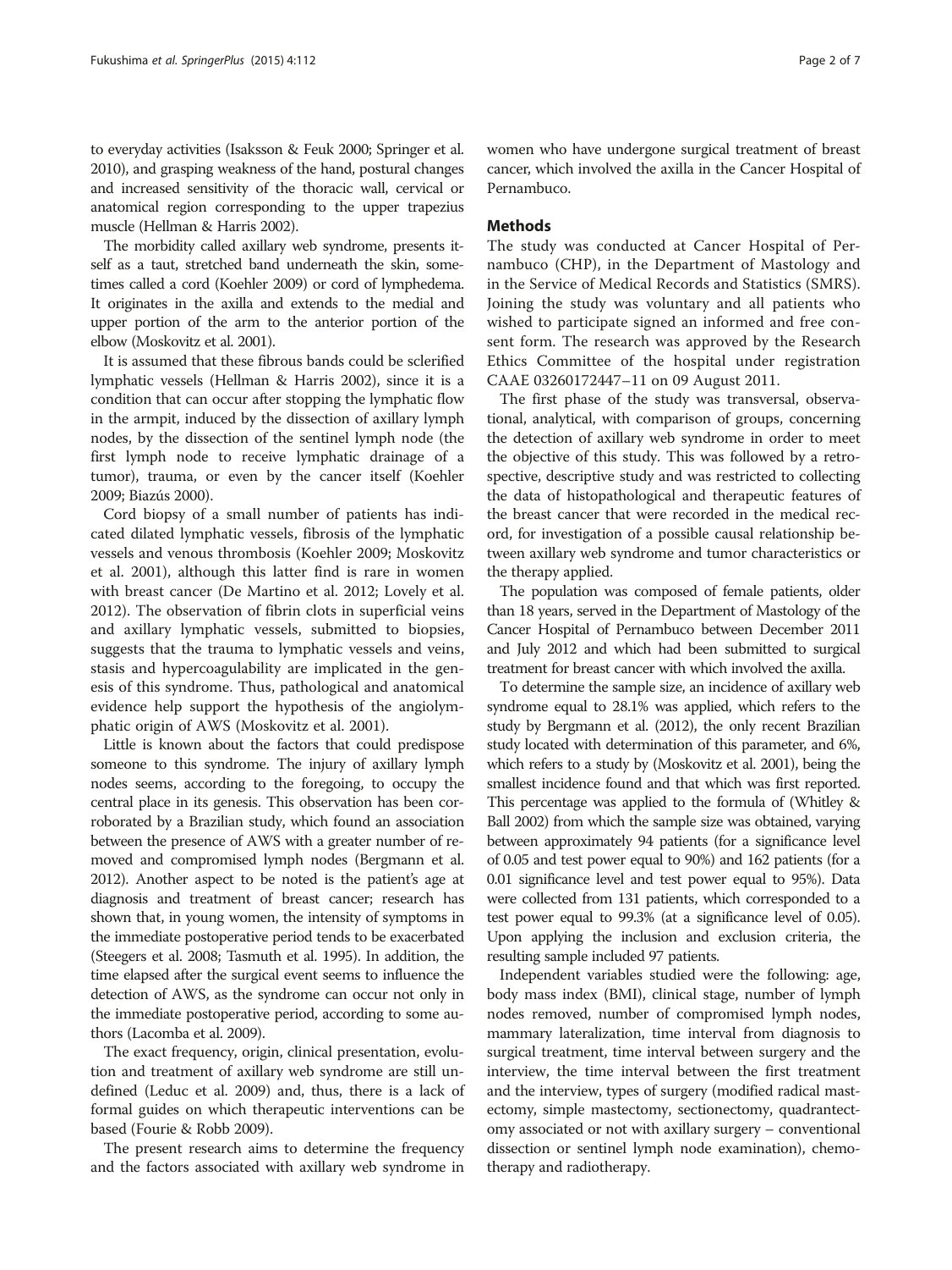to everyday activities (Isaksson & Feuk 2000; Springer et al. 2010), and grasping weakness of the hand, postural changes and increased sensitivity of the thoracic wall, cervical or anatomical region corresponding to the upper trapezius muscle (Hellman & Harris 2002).

The morbidity called axillary web syndrome, presents itself as a taut, stretched band underneath the skin, sometimes called a cord (Koehler 2009) or cord of lymphedema. It originates in the axilla and extends to the medial and upper portion of the arm to the anterior portion of the elbow (Moskovitz et al. 2001).

It is assumed that these fibrous bands could be sclerified lymphatic vessels (Hellman & Harris 2002), since it is a condition that can occur after stopping the lymphatic flow in the armpit, induced by the dissection of axillary lymph nodes, by the dissection of the sentinel lymph node (the first lymph node to receive lymphatic drainage of a tumor), trauma, or even by the cancer itself (Koehler 2009; Biazús 2000).

Cord biopsy of a small number of patients has indicated dilated lymphatic vessels, fibrosis of the lymphatic vessels and venous thrombosis (Koehler 2009; Moskovitz et al. 2001), although this latter find is rare in women with breast cancer (De Martino et al. 2012; Lovely et al. 2012). The observation of fibrin clots in superficial veins and axillary lymphatic vessels, submitted to biopsies, suggests that the trauma to lymphatic vessels and veins, stasis and hypercoagulability are implicated in the genesis of this syndrome. Thus, pathological and anatomical evidence help support the hypothesis of the angiolymphatic origin of AWS (Moskovitz et al. 2001).

Little is known about the factors that could predispose someone to this syndrome. The injury of axillary lymph nodes seems, according to the foregoing, to occupy the central place in its genesis. This observation has been corroborated by a Brazilian study, which found an association between the presence of AWS with a greater number of removed and compromised lymph nodes (Bergmann et al. 2012). Another aspect to be noted is the patient's age at diagnosis and treatment of breast cancer; research has shown that, in young women, the intensity of symptoms in the immediate postoperative period tends to be exacerbated (Steegers et al. 2008; Tasmuth et al. 1995). In addition, the time elapsed after the surgical event seems to influence the detection of AWS, as the syndrome can occur not only in the immediate postoperative period, according to some authors (Lacomba et al. 2009).

The exact frequency, origin, clinical presentation, evolution and treatment of axillary web syndrome are still undefined (Leduc et al. 2009) and, thus, there is a lack of formal guides on which therapeutic interventions can be based (Fourie & Robb 2009).

The present research aims to determine the frequency and the factors associated with axillary web syndrome in women who have undergone surgical treatment of breast cancer, which involved the axilla in the Cancer Hospital of Pernambuco.

## Methods

The study was conducted at Cancer Hospital of Pernambuco (CHP), in the Department of Mastology and in the Service of Medical Records and Statistics (SMRS). Joining the study was voluntary and all patients who wished to participate signed an informed and free consent form. The research was approved by the Research Ethics Committee of the hospital under registration CAAE 03260172447–11 on 09 August 2011.

The first phase of the study was transversal, observational, analytical, with comparison of groups, concerning the detection of axillary web syndrome in order to meet the objective of this study. This was followed by a retrospective, descriptive study and was restricted to collecting the data of histopathological and therapeutic features of the breast cancer that were recorded in the medical record, for investigation of a possible causal relationship between axillary web syndrome and tumor characteristics or the therapy applied.

The population was composed of female patients, older than 18 years, served in the Department of Mastology of the Cancer Hospital of Pernambuco between December 2011 and July 2012 and which had been submitted to surgical treatment for breast cancer with which involved the axilla.

To determine the sample size, an incidence of axillary web syndrome equal to 28.1% was applied, which refers to the study by Bergmann et al. (2012), the only recent Brazilian study located with determination of this parameter, and 6%, which refers to a study by (Moskovitz et al. 2001), being the smallest incidence found and that which was first reported. This percentage was applied to the formula of (Whitley & Ball 2002) from which the sample size was obtained, varying between approximately 94 patients (for a significance level of 0.05 and test power equal to 90%) and 162 patients (for a 0.01 significance level and test power equal to 95%). Data were collected from 131 patients, which corresponded to a test power equal to 99.3% (at a significance level of 0.05). Upon applying the inclusion and exclusion criteria, the resulting sample included 97 patients.

Independent variables studied were the following: age, body mass index (BMI), clinical stage, number of lymph nodes removed, number of compromised lymph nodes, mammary lateralization, time interval from diagnosis to surgical treatment, time interval between surgery and the interview, the time interval between the first treatment and the interview, types of surgery (modified radical mastectomy, simple mastectomy, sectionectomy, quadrantectomy associated or not with axillary surgery – conventional dissection or sentinel lymph node examination), chemotherapy and radiotherapy.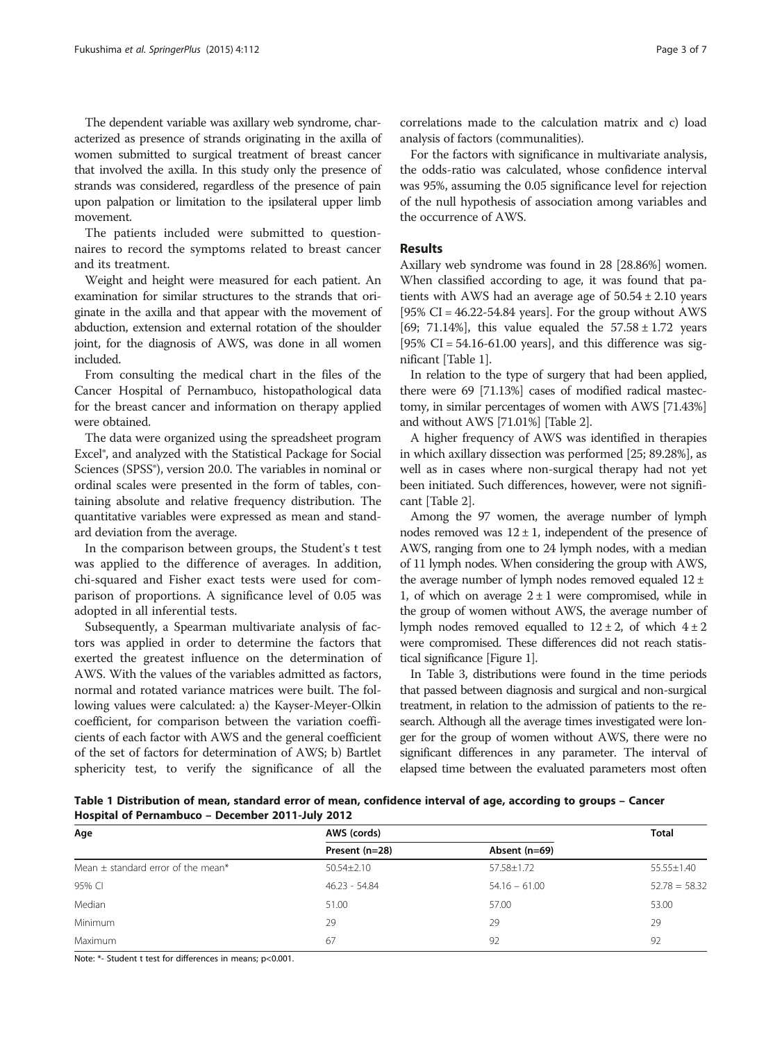The dependent variable was axillary web syndrome, characterized as presence of strands originating in the axilla of women submitted to surgical treatment of breast cancer that involved the axilla. In this study only the presence of strands was considered, regardless of the presence of pain upon palpation or limitation to the ipsilateral upper limb movement.

The patients included were submitted to questionnaires to record the symptoms related to breast cancer and its treatment.

Weight and height were measured for each patient. An examination for similar structures to the strands that originate in the axilla and that appear with the movement of abduction, extension and external rotation of the shoulder joint, for the diagnosis of AWS, was done in all women included.

From consulting the medical chart in the files of the Cancer Hospital of Pernambuco, histopathological data for the breast cancer and information on therapy applied were obtained.

The data were organized using the spreadsheet program Excel®, and analyzed with the Statistical Package for Social Sciences (SPSS®), version 20.0. The variables in nominal or ordinal scales were presented in the form of tables, containing absolute and relative frequency distribution. The quantitative variables were expressed as mean and standard deviation from the average.

In the comparison between groups, the Student's t test was applied to the difference of averages. In addition, chi-squared and Fisher exact tests were used for comparison of proportions. A significance level of 0.05 was adopted in all inferential tests.

Subsequently, a Spearman multivariate analysis of factors was applied in order to determine the factors that exerted the greatest influence on the determination of AWS. With the values of the variables admitted as factors, normal and rotated variance matrices were built. The following values were calculated: a) the Kayser-Meyer-Olkin coefficient, for comparison between the variation coefficients of each factor with AWS and the general coefficient of the set of factors for determination of AWS; b) Bartlet sphericity test, to verify the significance of all the correlations made to the calculation matrix and c) load analysis of factors (communalities).

For the factors with significance in multivariate analysis, the odds-ratio was calculated, whose confidence interval was 95%, assuming the 0.05 significance level for rejection of the null hypothesis of association among variables and the occurrence of AWS.

## Results

Axillary web syndrome was found in 28 [28.86%] women. When classified according to age, it was found that patients with AWS had an average age of 50.54 ± 2.10 years [95% CI = 46.22-54.84 years]. For the group without AWS [69; 71.14%], this value equaled the 57.58 ± 1.72 years [95% CI = 54.16-61.00 years], and this difference was significant [Table 1].

In relation to the type of surgery that had been applied, there were 69 [71.13%] cases of modified radical mastectomy, in similar percentages of women with AWS [71.43%] and without AWS [71.01%] [Table 2].

A higher frequency of AWS was identified in therapies in which axillary dissection was performed [25; 89.28%], as well as in cases where non-surgical therapy had not yet been initiated. Such differences, however, were not significant [Table 2].

Among the 97 women, the average number of lymph nodes removed was 12 ± 1, independent of the presence of AWS, ranging from one to 24 lymph nodes, with a median of 11 lymph nodes. When considering the group with AWS, the average number of lymph nodes removed equaled 12 ± 1, of which on average 2 ± 1 were compromised, while in the group of women without AWS, the average number of lymph nodes removed equalled to 12 ± 2, of which 4 ± 2 were compromised. These differences did not reach statistical significance [Figure 1].

In Table 3, distributions were found in the time periods that passed between diagnosis and surgical and non-surgical treatment, in relation to the admission of patients to the research. Although all the average times investigated were longer for the group of women without AWS, there were no significant differences in any parameter. The interval of elapsed time between the evaluated parameters most often

**Table 1 Distribution of mean, standard error of mean, confidence interval of age, according to groups – Cancer Hospital of Pernambuco – December 2011-July 2012**

| Age | AWS (cords) | | Total |
|---|---|---|---|
| | Present (n=28) | Absent (n=69) | |
| Mean ± standard error of the mean* | 50.54±2.10 | 57.58±1.72 | 55.55±1.40 |
| 95% CI | 46.23 - 54.84 | 54.16 – 61.00 | 52.78 = 58.32 |
| Median | 51.00 | 57.00 | 53.00 |
| Minimum | 29 | 29 | 29 |
| Maximum | 67 | 92 | 92 |

Note: *- Student t test for differences in means; p<0.001.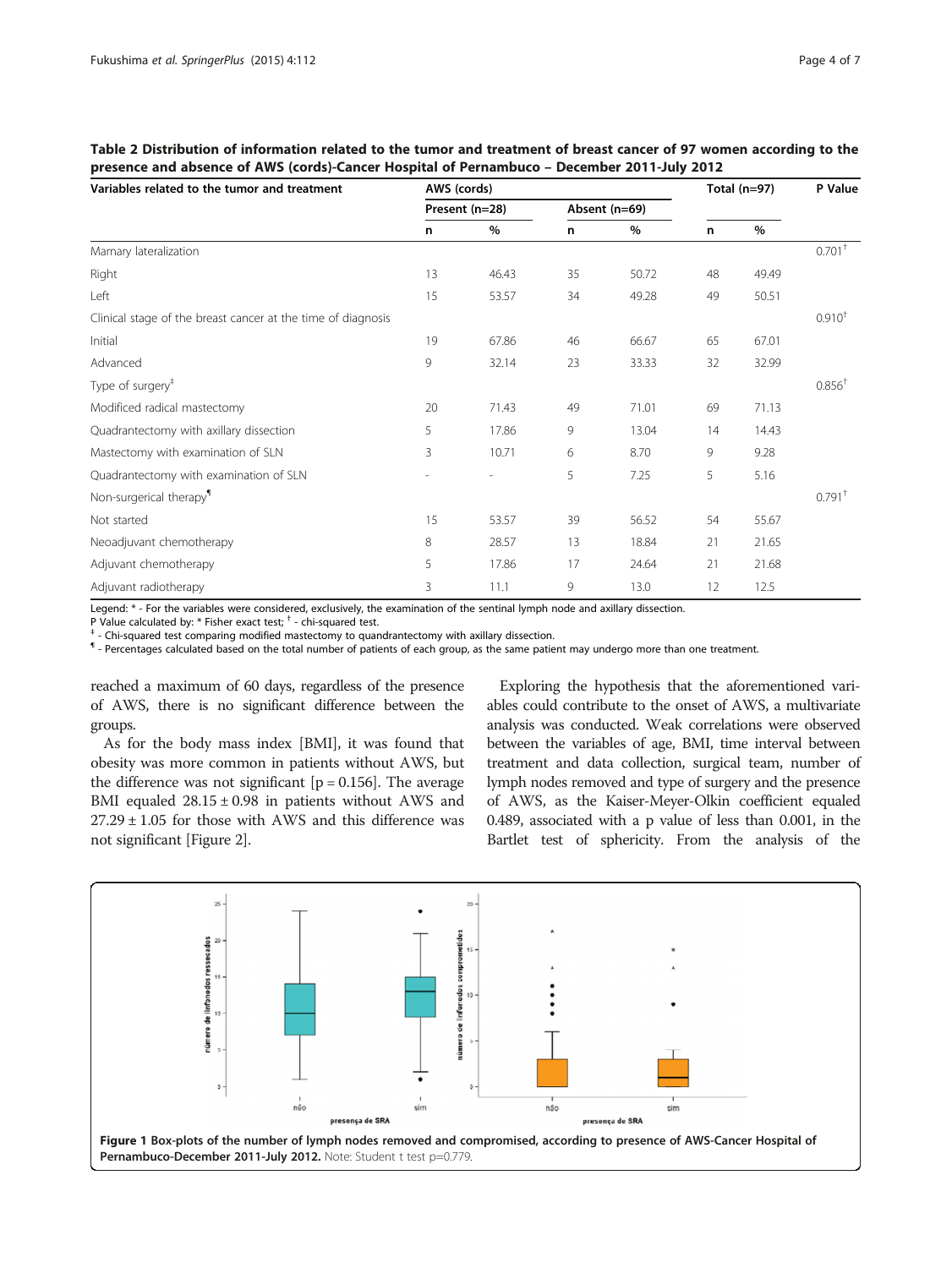**Table 2 Distribution of information related to the tumor and treatment of breast cancer of 97 women according to the presence and absence of AWS (cords)-Cancer Hospital of Pernambuco – December 2011-July 2012**

| Variables related to the tumor and treatment | AWS (cords) | | | | Total (n=97) | | P Value |
|---|---|---|---|---|---|---|---|
| | Present (n=28) | | Absent (n=69) | | | | |
| | n | % | n | % | n | % | |
| Mamary lateralization | | | | | | | 0.701† |
| Right | 13 | 46.43 | 35 | 50.72 | 48 | 49.49 | |
| Left | 15 | 53.57 | 34 | 49.28 | 49 | 50.51 | |
| Clinical stage of the breast cancer at the time of diagnosis | | | | | | | 0.910† |
| Initial | 19 | 67.86 | 46 | 66.67 | 65 | 67.01 | |
| Advanced | 9 | 32.14 | 23 | 33.33 | 32 | 32.99 | |
| Type of surgery‡ | | | | | | | 0.856† |
| Modificed radical mastectomy | 20 | 71.43 | 49 | 71.01 | 69 | 71.13 | |
| Quadrantectomy with axillary dissection | 5 | 17.86 | 9 | 13.04 | 14 | 14.43 | |
| Mastectomy with examination of SLN | 3 | 10.71 | 6 | 8.70 | 9 | 9.28 | |
| Quadrantectomy with examination of SLN | - | - | 5 | 7.25 | 5 | 5.16 | |
| Non-surgerical therapy¶ | | | | | | | 0.791† |
| Not started | 15 | 53.57 | 39 | 56.52 | 54 | 55.67 | |
| Neoadjuvant chemotherapy | 8 | 28.57 | 13 | 18.84 | 21 | 21.65 | |
| Adjuvant chemotherapy | 5 | 17.86 | 17 | 24.64 | 21 | 21.68 | |
| Adjuvant radiotherapy | 3 | 11.1 | 9 | 13.0 | 12 | 12.5 | |

Legend: * - For the variables were considered, exclusively, the examination of the sentinal lymph node and axillary dissection.
P Value calculated by: * Fisher exact test; † - chi-squared test.
‡ - Chi-squared test comparing modified mastectomy to quandrantectomy with axillary dissection.
¶ - Percentages calculated based on the total number of patients of each group, as the same patient may undergo more than one treatment.

reached a maximum of 60 days, regardless of the presence of AWS, there is no significant difference between the groups.

As for the body mass index [BMI], it was found that obesity was more common in patients without AWS, but the difference was not significant [$p = 0.156$]. The average BMI equaled $28.15 \pm 0.98$ in patients without AWS and $27.29 \pm 1.05$ for those with AWS and this difference was not significant [Figure 2].

Exploring the hypothesis that the aforementioned variables could contribute to the onset of AWS, a multivariate analysis was conducted. Weak correlations were observed between the variables of age, BMI, time interval between treatment and data collection, surgical team, number of lymph nodes removed and type of surgery and the presence of AWS, as the Kaiser-Meyer-Olkin coefficient equaled 0.489, associated with a p value of less than 0.001, in the Bartlet test of sphericity. From the analysis of the

**Figure 1 Box-plots of the number of lymph nodes removed and compromised, according to presence of AWS-Cancer Hospital of Pernambuco-December 2011-July 2012.** Note: Student t test p=0.779.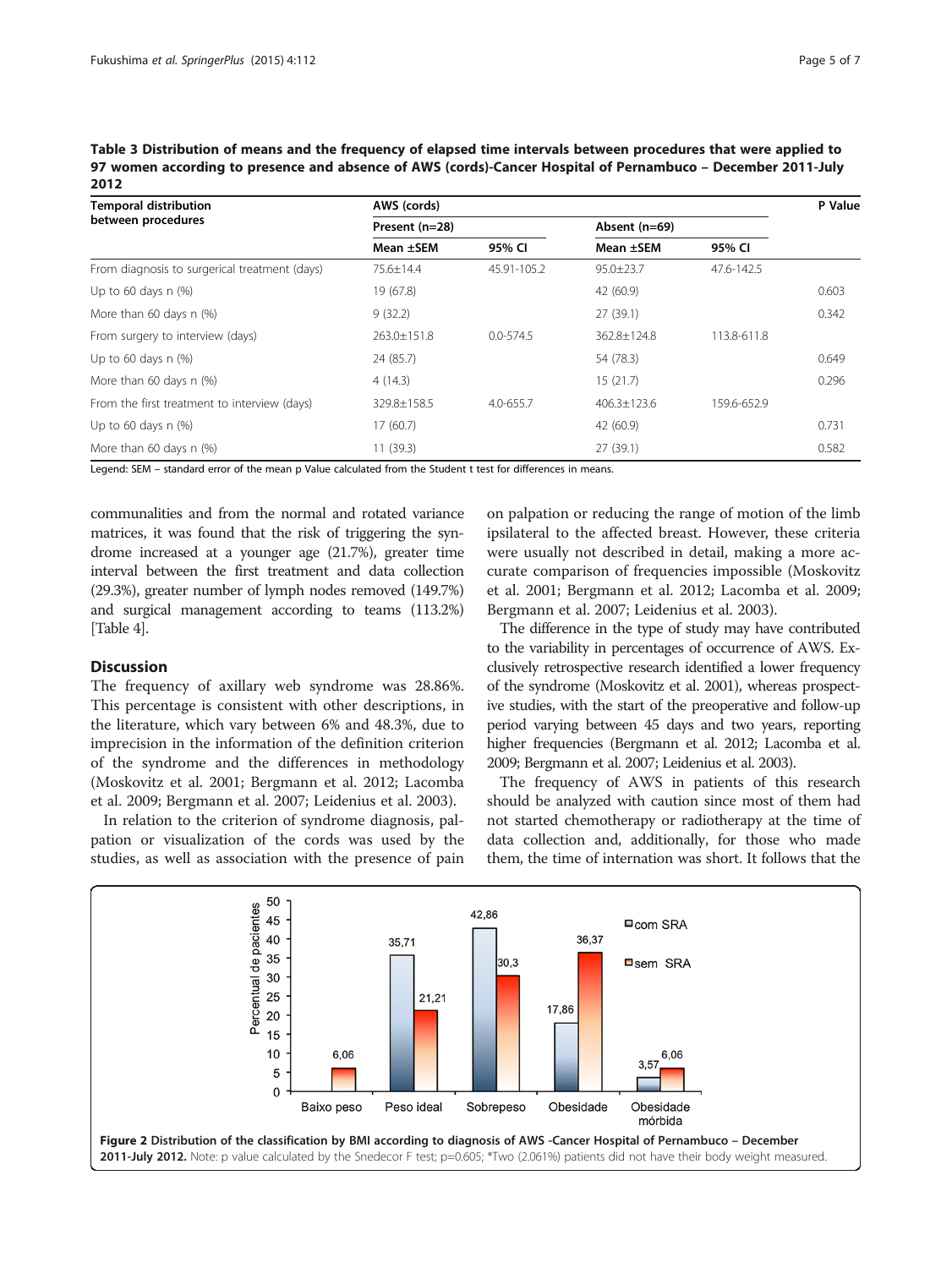**Table 3 Distribution of means and the frequency of elapsed time intervals between procedures that were applied to 97 women according to presence and absence of AWS (cords)-Cancer Hospital of Pernambuco – December 2011-July 2012**

| Temporal distribution between procedures | AWS (cords) | | | | P Value |
|---|---|---|---|---|---|
| | Present (n=28) | | Absent (n=69) | | |
| | Mean ±SEM | 95% CI | Mean ±SEM | 95% CI | |
| From diagnosis to surgerical treatment (days) | 75.6±14.4 | 45.91-105.2 | 95.0±23.7 | 47.6-142.5 | |
| Up to 60 days n (%) | 19 (67.8) | | 42 (60.9) | | 0.603 |
| More than 60 days n (%) | 9 (32.2) | | 27 (39.1) | | 0.342 |
| From surgery to interview (days) | 263.0±151.8 | 0.0-574.5 | 362.8±124.8 | 113.8-611.8 | |
| Up to 60 days n (%) | 24 (85.7) | | 54 (78.3) | | 0.649 |
| More than 60 days n (%) | 4 (14.3) | | 15 (21.7) | | 0.296 |
| From the first treatment to interview (days) | 329.8±158.5 | 4.0-655.7 | 406.3±123.6 | 159.6-652.9 | |
| Up to 60 days n (%) | 17 (60.7) | | 42 (60.9) | | 0.731 |
| More than 60 days n (%) | 11 (39.3) | | 27 (39.1) | | 0.582 |

Legend: SEM – standard error of the mean p Value calculated from the Student t test for differences in means.

communalities and from the normal and rotated variance matrices, it was found that the risk of triggering the syndrome increased at a younger age (21.7%), greater time interval between the first treatment and data collection (29.3%), greater number of lymph nodes removed (149.7%) and surgical management according to teams (113.2%) [Table 4].

## Discussion

The frequency of axillary web syndrome was 28.86%. This percentage is consistent with other descriptions, in the literature, which vary between 6% and 48.3%, due to imprecision in the information of the definition criterion of the syndrome and the differences in methodology (Moskovitz et al. 2001; Bergmann et al. 2012; Lacomba et al. 2009; Bergmann et al. 2007; Leidenius et al. 2003).

In relation to the criterion of syndrome diagnosis, palpation or visualization of the cords was used by the studies, as well as association with the presence of pain on palpation or reducing the range of motion of the limb ipsilateral to the affected breast. However, these criteria were usually not described in detail, making a more accurate comparison of frequencies impossible (Moskovitz et al. 2001; Bergmann et al. 2012; Lacomba et al. 2009; Bergmann et al. 2007; Leidenius et al. 2003).

The difference in the type of study may have contributed to the variability in percentages of occurrence of AWS. Exclusively retrospective research identified a lower frequency of the syndrome (Moskovitz et al. 2001), whereas prospective studies, with the start of the preoperative and follow-up period varying between 45 days and two years, reporting higher frequencies (Bergmann et al. 2012; Lacomba et al. 2009; Bergmann et al. 2007; Leidenius et al. 2003).

The frequency of AWS in patients of this research should be analyzed with caution since most of them had not started chemotherapy or radiotherapy at the time of data collection and, additionally, for those who made them, the time of internation was short. It follows that the

**Figure 2 Distribution of the classification by BMI according to diagnosis of AWS -Cancer Hospital of Pernambuco – December 2011-July 2012.** Note: p value calculated by the Snedecor F test; p=0.605; *Two (2.061%) patients did not have their body weight measured.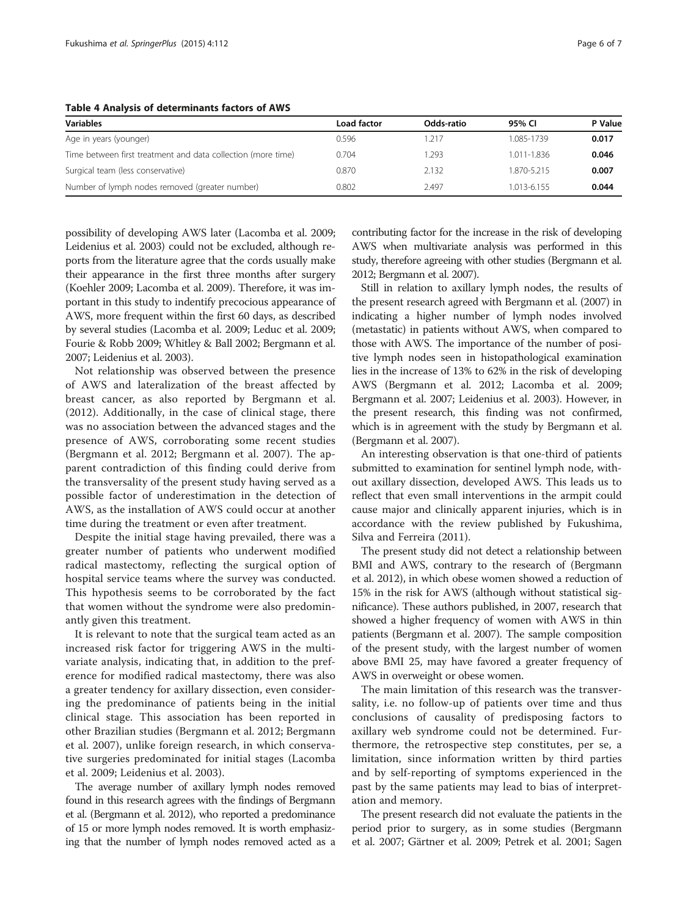**Table 4 Analysis of determinants factors of AWS**

| Variables | Load factor | Odds-ratio | 95% CI | P Value |
|---|---|---|---|---|
| Age in years (younger) | 0.596 | 1.217 | 1.085-1739 | **0.017** |
| Time between first treatment and data collection (more time) | 0.704 | 1.293 | 1.011-1.836 | **0.046** |
| Surgical team (less conservative) | 0.870 | 2.132 | 1.870-5.215 | **0.007** |
| Number of lymph nodes removed (greater number) | 0.802 | 2.497 | 1.013-6.155 | **0.044** |

possibility of developing AWS later (Lacomba et al. 2009; Leidenius et al. 2003) could not be excluded, although reports from the literature agree that the cords usually make their appearance in the first three months after surgery (Koehler 2009; Lacomba et al. 2009). Therefore, it was important in this study to indentify precocious appearance of AWS, more frequent within the first 60 days, as described by several studies (Lacomba et al. 2009; Leduc et al. 2009; Fourie & Robb 2009; Whitley & Ball 2002; Bergmann et al. 2007; Leidenius et al. 2003).

Not relationship was observed between the presence of AWS and lateralization of the breast affected by breast cancer, as also reported by Bergmann et al. (2012). Additionally, in the case of clinical stage, there was no association between the advanced stages and the presence of AWS, corroborating some recent studies (Bergmann et al. 2012; Bergmann et al. 2007). The apparent contradiction of this finding could derive from the transversality of the present study having served as a possible factor of underestimation in the detection of AWS, as the installation of AWS could occur at another time during the treatment or even after treatment.

Despite the initial stage having prevailed, there was a greater number of patients who underwent modified radical mastectomy, reflecting the surgical option of hospital service teams where the survey was conducted. This hypothesis seems to be corroborated by the fact that women without the syndrome were also predominantly given this treatment.

It is relevant to note that the surgical team acted as an increased risk factor for triggering AWS in the multivariate analysis, indicating that, in addition to the preference for modified radical mastectomy, there was also a greater tendency for axillary dissection, even considering the predominance of patients being in the initial clinical stage. This association has been reported in other Brazilian studies (Bergmann et al. 2012; Bergmann et al. 2007), unlike foreign research, in which conservative surgeries predominated for initial stages (Lacomba et al. 2009; Leidenius et al. 2003).

The average number of axillary lymph nodes removed found in this research agrees with the findings of Bergmann et al. (Bergmann et al. 2012), who reported a predominance of 15 or more lymph nodes removed. It is worth emphasizing that the number of lymph nodes removed acted as a contributing factor for the increase in the risk of developing AWS when multivariate analysis was performed in this study, therefore agreeing with other studies (Bergmann et al. 2012; Bergmann et al. 2007).

Still in relation to axillary lymph nodes, the results of the present research agreed with Bergmann et al. (2007) in indicating a higher number of lymph nodes involved (metastatic) in patients without AWS, when compared to those with AWS. The importance of the number of positive lymph nodes seen in histopathological examination lies in the increase of 13% to 62% in the risk of developing AWS (Bergmann et al. 2012; Lacomba et al. 2009; Bergmann et al. 2007; Leidenius et al. 2003). However, in the present research, this finding was not confirmed, which is in agreement with the study by Bergmann et al. (Bergmann et al. 2007).

An interesting observation is that one-third of patients submitted to examination for sentinel lymph node, without axillary dissection, developed AWS. This leads us to reflect that even small interventions in the armpit could cause major and clinically apparent injuries, which is in accordance with the review published by Fukushima, Silva and Ferreira (2011).

The present study did not detect a relationship between BMI and AWS, contrary to the research of (Bergmann et al. 2012), in which obese women showed a reduction of 15% in the risk for AWS (although without statistical significance). These authors published, in 2007, research that showed a higher frequency of women with AWS in thin patients (Bergmann et al. 2007). The sample composition of the present study, with the largest number of women above BMI 25, may have favored a greater frequency of AWS in overweight or obese women.

The main limitation of this research was the transversality, i.e. no follow-up of patients over time and thus conclusions of causality of predisposing factors to axillary web syndrome could not be determined. Furthermore, the retrospective step constitutes, per se, a limitation, since information written by third parties and by self-reporting of symptoms experienced in the past by the same patients may lead to bias of interpretation and memory.

The present research did not evaluate the patients in the period prior to surgery, as in some studies (Bergmann et al. 2007; Gärtner et al. 2009; Petrek et al. 2001; Sagen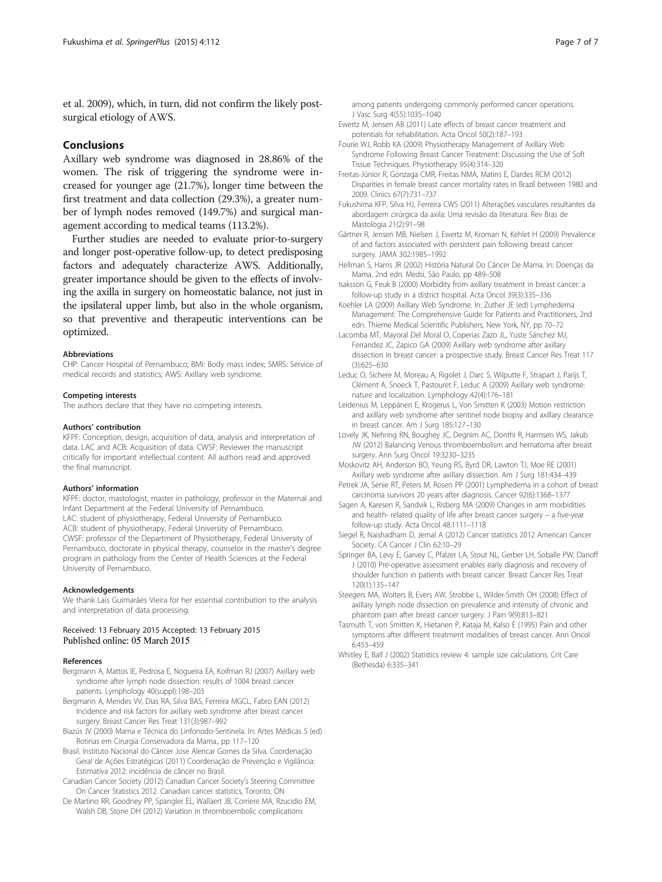et al. 2009), which, in turn, did not confirm the likely post-surgical etiology of AWS.

## Conclusions

Axillary web syndrome was diagnosed in 28.86% of the women. The risk of triggering the syndrome were increased for younger age (21.7%), longer time between the first treatment and data collection (29.3%), a greater number of lymph nodes removed (149.7%) and surgical management according to medical teams (113.2%).

Further studies are needed to evaluate prior-to-surgery and longer post-operative follow-up, to detect predisposing factors and adequately characterize AWS. Additionally, greater importance should be given to the effects of involving the axilla in surgery on homeostatic balance, not just in the ipsilateral upper limb, but also in the whole organism, so that preventive and therapeutic interventions can be optimized.

#### Abbreviations

CHP: Cancer Hospital of Pernambuco; BMI: Body mass index; SMRS: Service of medical records and statistics; AWS: Axillary web syndrome.

#### Competing interests

The authors declare that they have no competing interests.

#### Authors' contribution

KFPF: Conception, design, acquisition of data, analysis and interpretation of data. LAC and ACB: Acquisition of data. CWSF: Reviewer the manuscript critically for important intellectual content. All authors read and approved the final manuscript.

#### Authors' information

KFPF: doctor, mastologist, master in pathology, professor in the Maternal and Infant Department at the Federal University of Pernambuco.
LAC: student of physiotherapy, Federal University of Pernambuco.
ACB: student of physiotherapy, Federal University of Pernambuco.
CWSF: professor of the Department of Physiotherapy, Federal University of Pernambuco, doctorate in physical therapy, counselor in the master's degree program in pathology from the Center of Health Sciences at the Federal University of Pernambuco.

#### Acknowledgements

We thank Laís Guimarães Vieira for her essential contribution to the analysis and interpretation of data processing.

Received: 13 February 2015 Accepted: 13 February 2015
Published online: 05 March 2015

#### References

Bergmann A, Mattos IE, Pedrosa E, Nogueira EA, Koifman RJ (2007) Axillary web syndrome after lymph node dissection: results of 1004 breast cancer patients. Lymphology 40(suppl):198–203

Bergmann A, Mendes VV, Dias RA, Silva BAS, Ferreira MGCL, Fabro EAN (2012) Incidence and risk factors for axillary web syndrome after breast cancer surgery. Breast Cancer Res Treat 131(3):987–992

Biazús JV (2000) Mama e Técnica do Linfonodo-Sentinela. In: Artes Médicas S (ed) Rotinas em Cirurgia Conservadora da Mama., pp 117–120

Brasil. Instituto Nacional do Câncer Jose Alencar Gomes da Silva. Coordenação Geral de Ações Estratégicas (2011) Coordenação de Prevenção e Vigilância: Estimativa 2012: incidência de câncer no Brasil.

Canadian Cancer Society (2012) Canadian Cancer Society's Steering Committee On Cancer Statistics 2012. Canadian cancer statistics, Toronto, ON

De Martino RR, Goodney PP, Spangler EL, Wallaert JB, Corriere MA, Rzucidio EM, Walsh DB, Stone DH (2012) Variation in thromboembolic complications among patients undergoing commonly performed cancer operations. J Vasc Surg 4(55):1035–1040

Ewertz M, Jensen AB (2011) Late effects of breast cancer treatment and potentials for rehabilitation. Acta Oncol 50(2):187–193

Fourie WJ, Robb KA (2009) Physiotherapy Management of Axillary Web Syndrome Following Breast Cancer Treatment: Discussing the Use of Soft Tissue Techniques. Physiotherapy 95(4):314–320

Freitas-Júnior R, Gonzaga CMR, Freitas NMA, Matins E, Dardes RCM (2012) Disparities in female breast cancer mortality rates in Brazil between 1980 and 2009. Clinics 67(7):731–737

Fukushima KFP, Silva HJ, Ferreira CWS (2011) Alterações vasculares resultantes da abordagem cirúrgica da axila: Uma revisão da literatura. Rev Bras de Mastologia 21(2):91–98

Gärtner R, Jensen MB, Nielsen J, Ewertz M, Kroman N, Kehlet H (2009) Prevalence of and factors associated with persistent pain following breast cancer surgery. JAMA 302:1985–1992

Hellman S, Harris JR (2002) História Natural Do Câncer De Mama. In: Doenças da Mama, 2nd edn. Medsi, São Paulo, pp 489–508

Isaksson G, Feuk B (2000) Morbidity from axillary treatment in breast cancer: a follow-up study in a district hospital. Acta Oncol 39(3):335–336

Koehler LA (2009) Axillary Web Syndrome. In: Zuther JE (ed) Lymphedema Management: The Comprehensive Guide for Patients and Practitioners, 2nd edn. Thieme Medical Scientific Publishers, New York, NY, pp 70–72

Lacomba MT, Mayoral Del Moral O, Coperias Zazo JL, Yuste Sánchez MJ, Ferrandez JC, Zapico GA (2009) Axillary web syndrome after axillary dissection in breast cancer: a prospective study. Breast Cancer Res Treat 117 (3):625–630

Leduc O, Sichere M, Moreau A, Rigolet J, Darc S, Wilputte F, Strapart J, Parijs T, Clément A, Snoeck T, Pastouret F, Leduc A (2009) Axillary web syndrome: nature and localization. Lymphology 42(4):176–181

Leidenius M, Leppänen E, Krogerus L, Von Smitten K (2003) Motion restriction and axillary web syndrome after sentinel node biopsy and axillary clearance in breast cancer. Am J Surg 185:127–130

Lovely JK, Nehring RN, Boughey JC, Degnim AC, Donthi R, Harmsen WS, Jakub JW (2012) Balancing Venous thromboembolism and hematoma after breast surgery. Ann Surg Oncol 19:3230–3235

Moskovitz AH, Anderson BO, Yeung RS, Byrd DR, Lawton TJ, Moe RE (2001) Axillary web syndrome after axillary dissection. Am J Surg 181:434–439

Petrek JA, Senie RT, Peters M, Rosen PP (2001) Lymphedema in a cohort of breast carcinoma survivors 20 years after diagnosis. Cancer 92(6):1368–1377

Sagen A, Karesen R, Sandvik L, Risberg MA (2009) Changes in arm morbidities and health- related quality of life after breast cancer surgery – a five-year follow-up study. Acta Oncol 48:1111–1118

Siegel R, Naishadham D, Jemal A (2012) Cancer statistics 2012 American Cancer Society. CA Cancer J Clin 62:10–29

Springer BA, Levy E, Garvey C, Pfalzer LA, Stout NL, Gerber LH, Soballe PW, Danoff J (2010) Pre-operative assessment enables early diagnosis and recovery of shoulder function in patients with breast cancer. Breast Cancer Res Treat 120(1):135–147

Steegers MA, Wolters B, Evers AW, Strobbe L, Wilder-Smith OH (2008) Effect of axillary lymph node dissection on prevalence and intensity of chronic and phantom pain after breast cancer surgery. J Pain 9(9):813–821

Tasmuth T, von Smitten K, Hietanen P, Kataja M, Kalso E (1995) Pain and other symptoms after different treatment modalities of breast cancer. Ann Oncol 6:453–459

Whitley E, Ball J (2002) Statistics review 4: sample size calculations. Crit Care (Bethesda) 6:335–341